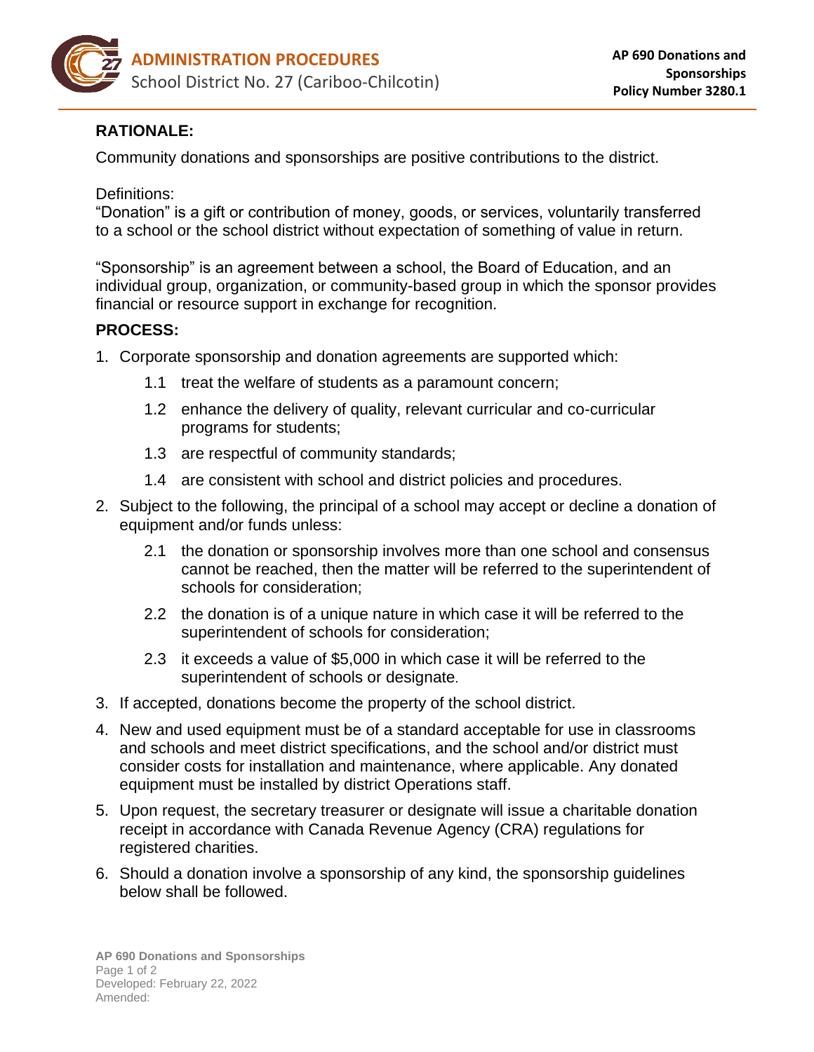# ADMINISTRATION PROCEDURES

School District No. 27 (Cariboo-Chilcotin)

**AP 690 Donations and Sponsorships**
**Policy Number 3280.1**

## RATIONALE:

Community donations and sponsorships are positive contributions to the district.

Definitions:
"Donation" is a gift or contribution of money, goods, or services, voluntarily transferred to a school or the school district without expectation of something of value in return.

"Sponsorship" is an agreement between a school, the Board of Education, and an individual group, organization, or community-based group in which the sponsor provides financial or resource support in exchange for recognition.

## PROCESS:

1. Corporate sponsorship and donation agreements are supported which:
   - 1.1 treat the welfare of students as a paramount concern;
   - 1.2 enhance the delivery of quality, relevant curricular and co-curricular programs for students;
   - 1.3 are respectful of community standards;
   - 1.4 are consistent with school and district policies and procedures.
2. Subject to the following, the principal of a school may accept or decline a donation of equipment and/or funds unless:
   - 2.1 the donation or sponsorship involves more than one school and consensus cannot be reached, then the matter will be referred to the superintendent of schools for consideration;
   - 2.2 the donation is of a unique nature in which case it will be referred to the superintendent of schools for consideration;
   - 2.3 it exceeds a value of $5,000 in which case it will be referred to the superintendent of schools or designate.
3. If accepted, donations become the property of the school district.
4. New and used equipment must be of a standard acceptable for use in classrooms and schools and meet district specifications, and the school and/or district must consider costs for installation and maintenance, where applicable. Any donated equipment must be installed by district Operations staff.
5. Upon request, the secretary treasurer or designate will issue a charitable donation receipt in accordance with Canada Revenue Agency (CRA) regulations for registered charities.
6. Should a donation involve a sponsorship of any kind, the sponsorship guidelines below shall be followed.

AP 690 Donations and Sponsorships
Developed: February 22, 2022
Amended: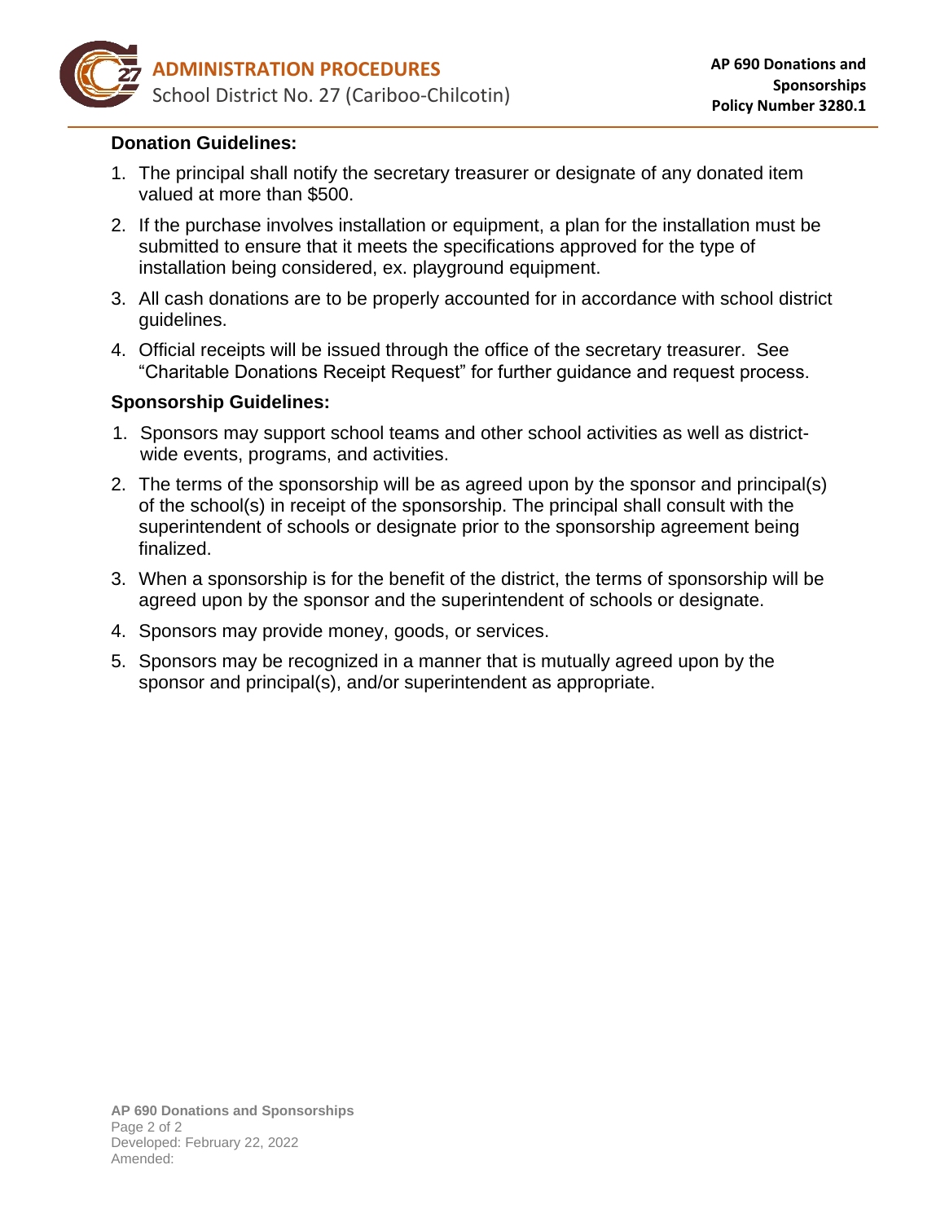**Donation Guidelines:**

1. The principal shall notify the secretary treasurer or designate of any donated item valued at more than $500.
2. If the purchase involves installation or equipment, a plan for the installation must be submitted to ensure that it meets the specifications approved for the type of installation being considered, ex. playground equipment.
3. All cash donations are to be properly accounted for in accordance with school district guidelines.
4. Official receipts will be issued through the office of the secretary treasurer. See "Charitable Donations Receipt Request" for further guidance and request process.

**Sponsorship Guidelines:**

1. Sponsors may support school teams and other school activities as well as district-wide events, programs, and activities.
2. The terms of the sponsorship will be as agreed upon by the sponsor and principal(s) of the school(s) in receipt of the sponsorship. The principal shall consult with the superintendent of schools or designate prior to the sponsorship agreement being finalized.
3. When a sponsorship is for the benefit of the district, the terms of sponsorship will be agreed upon by the sponsor and the superintendent of schools or designate.
4. Sponsors may provide money, goods, or services.
5. Sponsors may be recognized in a manner that is mutually agreed upon by the sponsor and principal(s), and/or superintendent as appropriate.

Developed: February 22, 2022
Amended: